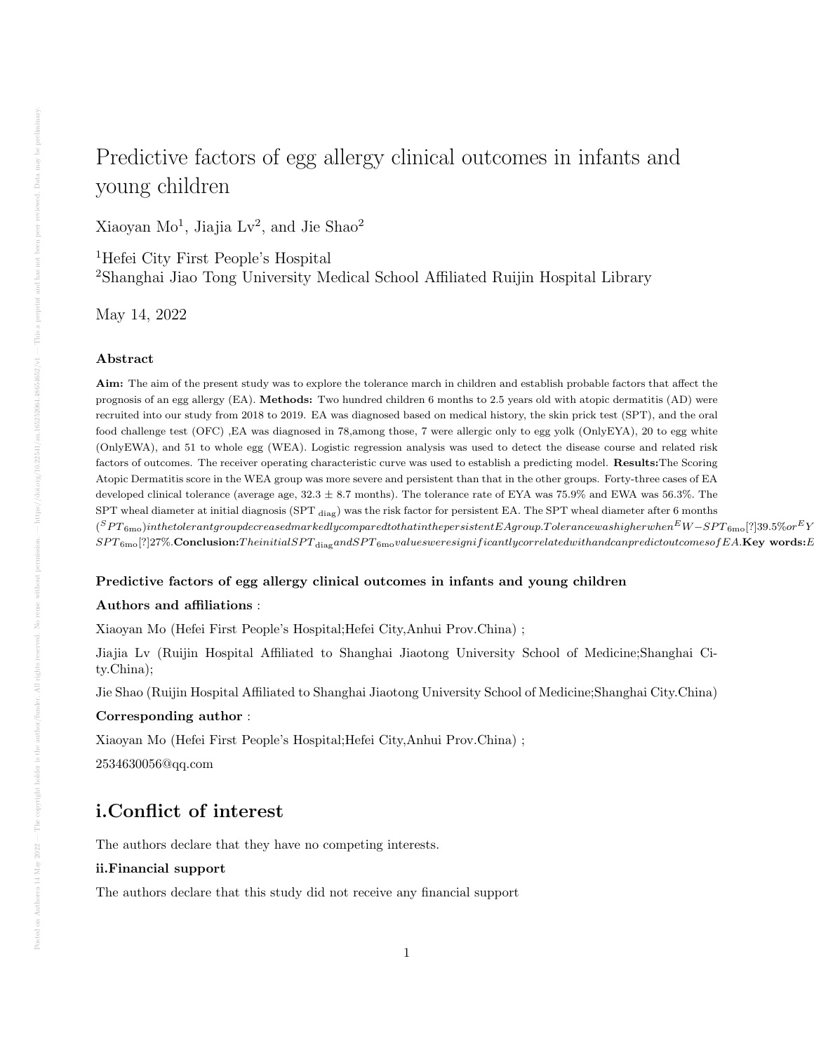# Predictive factors of egg allergy clinical outcomes in infants and young children

Xiaoyan Mo[1], Jiajia Lv[2], and Jie Shao[2]

[1]Hefei City First People's Hospital
[2]Shanghai Jiao Tong University Medical School Affiliated Ruijin Hospital Library

May 14, 2022

## Abstract

**Aim:** The aim of the present study was to explore the tolerance march in children and establish probable factors that affect the prognosis of an egg allergy (EA). **Methods:** Two hundred children 6 months to 2.5 years old with atopic dermatitis (AD) were recruited into our study from 2018 to 2019. EA was diagnosed based on medical history, the skin prick test (SPT), and the oral food challenge test (OFC) ,EA was diagnosed in 78,among those, 7 were allergic only to egg yolk (OnlyEYA), 20 to egg white (OnlyEWA), and 51 to whole egg (WEA). Logistic regression analysis was used to detect the disease course and related risk factors of outcomes. The receiver operating characteristic curve was used to establish a predicting model. **Results:**The Scoring Atopic Dermatitis score in the WEA group was more severe and persistent than that in the other groups. Forty-three cases of EA developed clinical tolerance (average age, 32.3 ± 8.7 months). The tolerance rate of EYA was 75.9% and EWA was 56.3%. The SPT wheal diameter at initial diagnosis (SPT $_{\text{diag}}$) was the risk factor for persistent EA. The SPT wheal diameter after 6 months ($^SPT_{6mo}) in the tolerant group decreased markedly compared to that in the persistent EA group. Tolerance was higher when $^EW-SPT_{6mo}$[?]39.5% or $^EY$ $SPT_{6mo}$[?]27%. **Conclusion:** The initial $SPT_{diag}$ and $SPT_{6mo}$ values were significantly correlated with and can predict outcomes of EA. **Key words:** E

**Predictive factors of egg allergy clinical outcomes in infants and young children**

**Authors and affiliations** :

Xiaoyan Mo (Hefei First People's Hospital;Hefei City,Anhui Prov.China) ;

Jiajia Lv (Ruijin Hospital Affiliated to Shanghai Jiaotong University School of Medicine;Shanghai City.China);

Jie Shao (Ruijin Hospital Affiliated to Shanghai Jiaotong University School of Medicine;Shanghai City.China)

**Corresponding author** :

Xiaoyan Mo (Hefei First People's Hospital;Hefei City,Anhui Prov.China) ;

2534630056@qq.com

# i.Conflict of interest

The authors declare that they have no competing interests.

**ii.Financial support**

The authors declare that this study did not receive any financial support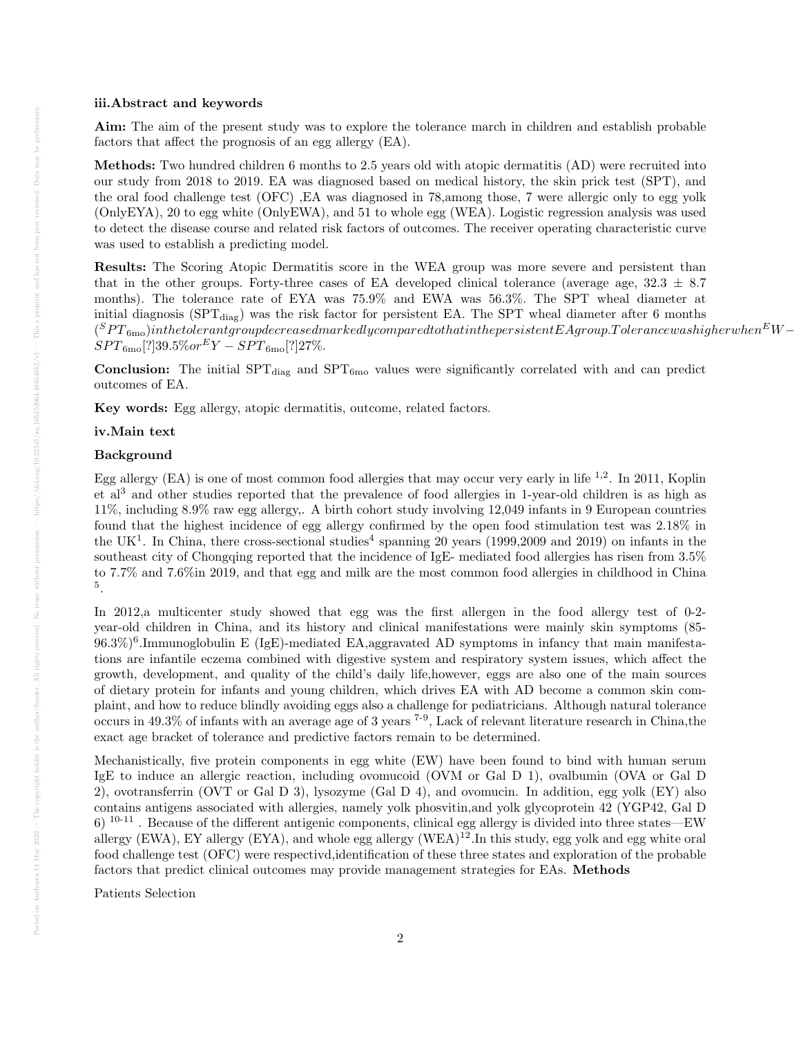**iii.Abstract and keywords**

**Aim:** The aim of the present study was to explore the tolerance march in children and establish probable factors that affect the prognosis of an egg allergy (EA).

**Methods:** Two hundred children 6 months to 2.5 years old with atopic dermatitis (AD) were recruited into our study from 2018 to 2019. EA was diagnosed based on medical history, the skin prick test (SPT), and the oral food challenge test (OFC) ,EA was diagnosed in 78,among those, 7 were allergic only to egg yolk (OnlyEYA), 20 to egg white (OnlyEWA), and 51 to whole egg (WEA). Logistic regression analysis was used to detect the disease course and related risk factors of outcomes. The receiver operating characteristic curve was used to establish a predicting model.

**Results:** The Scoring Atopic Dermatitis score in the WEA group was more severe and persistent than that in the other groups. Forty-three cases of EA developed clinical tolerance (average age, 32.3 ± 8.7 months). The tolerance rate of EYA was 75.9% and EWA was 56.3%. The SPT wheal diameter at initial diagnosis ($SPT_{diag}$) was the risk factor for persistent EA. The SPT wheal diameter after 6 months $(^{S}PT_{6mo})inthetolerantgroupdecreasedmarkedlycomparedtothatinthepersistentEAgroup.Tolerancewashigherwhen^{E}W-SPT_{6mo}$[?]39.5%$or^{E}Y-SPT_{6mo}$[?]27%.

**Conclusion:** The initial $SPT_{diag}$ and $SPT_{6mo}$ values were significantly correlated with and can predict outcomes of EA.

**Key words:** Egg allergy, atopic dermatitis, outcome, related factors.

**iv.Main text**

**Background**

Egg allergy (EA) is one of most common food allergies that may occur very early in life [1,2]. In 2011, Koplin et al[3] and other studies reported that the prevalence of food allergies in 1-year-old children is as high as 11%, including 8.9% raw egg allergy,. A birth cohort study involving 12,049 infants in 9 European countries found that the highest incidence of egg allergy confirmed by the open food stimulation test was 2.18% in the UK[1]. In China, there cross-sectional studies[4] spanning 20 years (1999,2009 and 2019) on infants in the southeast city of Chongqing reported that the incidence of IgE- mediated food allergies has risen from 3.5% to 7.7% and 7.6%in 2019, and that egg and milk are the most common food allergies in childhood in China [5].

In 2012,a multicenter study showed that egg was the first allergen in the food allergy test of 0-2-year-old children in China, and its history and clinical manifestations were mainly skin symptoms (85-96.3%)[6].Immunoglobulin E (IgE)-mediated EA,aggravated AD symptoms in infancy that main manifestations are infantile eczema combined with digestive system and respiratory system issues, which affect the growth, development, and quality of the child's daily life,however, eggs are also one of the main sources of dietary protein for infants and young children, which drives EA with AD become a common skin complaint, and how to reduce blindly avoiding eggs also a challenge for pediatricians. Although natural tolerance occurs in 49.3% of infants with an average age of 3 years [7-9], Lack of relevant literature research in China,the exact age bracket of tolerance and predictive factors remain to be determined.

Mechanistically, five protein components in egg white (EW) have been found to bind with human serum IgE to induce an allergic reaction, including ovomucoid (OVM or Gal D 1), ovalbumin (OVA or Gal D 2), ovotransferrin (OVT or Gal D 3), lysozyme (Gal D 4), and ovomucin. In addition, egg yolk (EY) also contains antigens associated with allergies, namely yolk phosvitin,and yolk glycoprotein 42 (YGP42, Gal D 6) [10-11] . Because of the different antigenic components, clinical egg allergy is divided into three states—EW allergy (EWA), EY allergy (EYA), and whole egg allergy (WEA)[12].In this study, egg yolk and egg white oral food challenge test (OFC) were respectivd,identification of these three states and exploration of the probable factors that predict clinical outcomes may provide management strategies for EAs. **Methods**

Patients Selection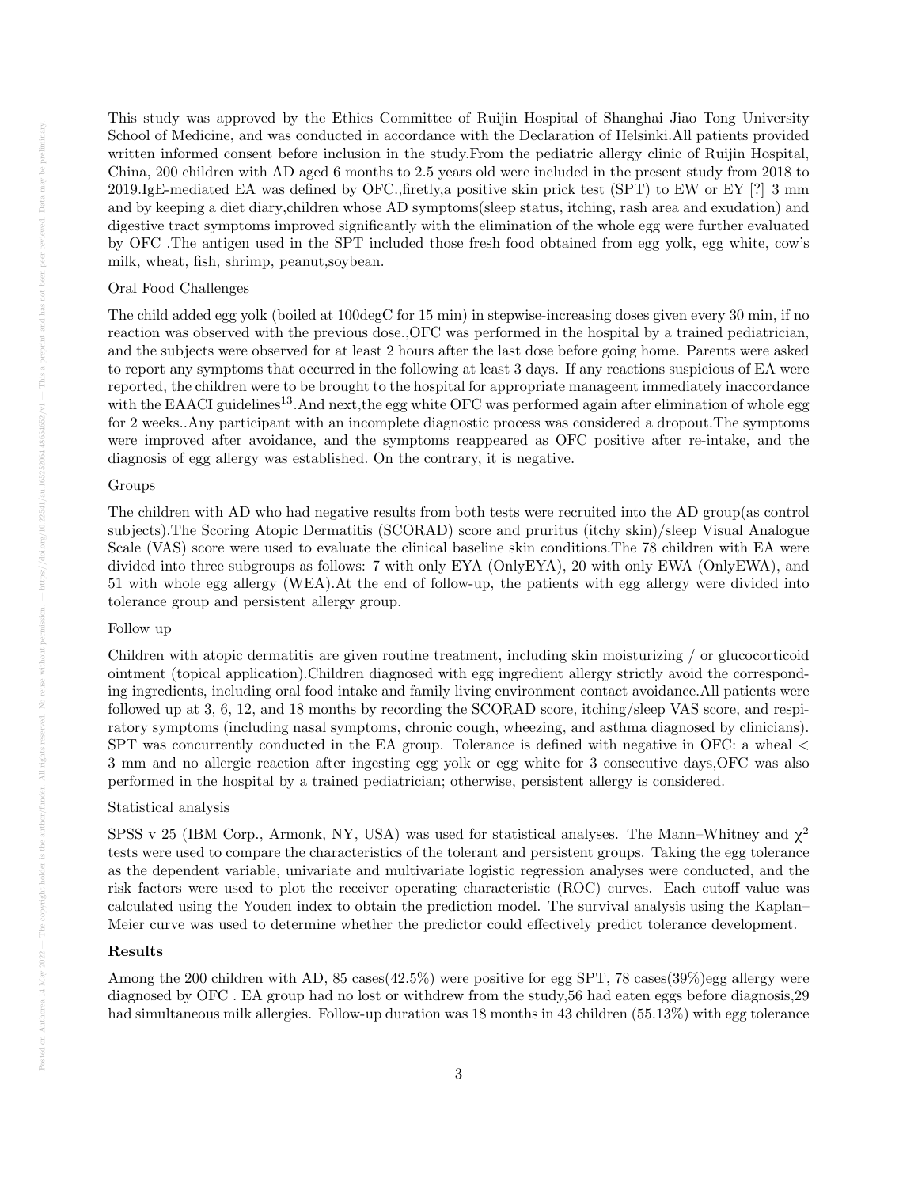This study was approved by the Ethics Committee of Ruijin Hospital of Shanghai Jiao Tong University School of Medicine, and was conducted in accordance with the Declaration of Helsinki.All patients provided written informed consent before inclusion in the study.From the pediatric allergy clinic of Ruijin Hospital, China, 200 children with AD aged 6 months to 2.5 years old were included in the present study from 2018 to 2019.IgE-mediated EA was defined by OFC.,firetly,a positive skin prick test (SPT) to EW or EY [?] 3 mm and by keeping a diet diary,children whose AD symptoms(sleep status, itching, rash area and exudation) and digestive tract symptoms improved significantly with the elimination of the whole egg were further evaluated by OFC .The antigen used in the SPT included those fresh food obtained from egg yolk, egg white, cow's milk, wheat, fish, shrimp, peanut,soybean.

Oral Food Challenges

The child added egg yolk (boiled at 100degC for 15 min) in stepwise-increasing doses given every 30 min, if no reaction was observed with the previous dose.,OFC was performed in the hospital by a trained pediatrician, and the subjects were observed for at least 2 hours after the last dose before going home. Parents were asked to report any symptoms that occurred in the following at least 3 days. If any reactions suspicious of EA were reported, the children were to be brought to the hospital for appropriate manageent immediately inaccordance with the EAACI guidelines[13].And next,the egg white OFC was performed again after elimination of whole egg for 2 weeks..Any participant with an incomplete diagnostic process was considered a dropout.The symptoms were improved after avoidance, and the symptoms reappeared as OFC positive after re-intake, and the diagnosis of egg allergy was established. On the contrary, it is negative.

Groups

The children with AD who had negative results from both tests were recruited into the AD group(as control subjects).The Scoring Atopic Dermatitis (SCORAD) score and pruritus (itchy skin)/sleep Visual Analogue Scale (VAS) score were used to evaluate the clinical baseline skin conditions.The 78 children with EA were divided into three subgroups as follows: 7 with only EYA (OnlyEYA), 20 with only EWA (OnlyEWA), and 51 with whole egg allergy (WEA).At the end of follow-up, the patients with egg allergy were divided into tolerance group and persistent allergy group.

Follow up

Children with atopic dermatitis are given routine treatment, including skin moisturizing / or glucocorticoid ointment (topical application).Children diagnosed with egg ingredient allergy strictly avoid the corresponding ingredients, including oral food intake and family living environment contact avoidance.All patients were followed up at 3, 6, 12, and 18 months by recording the SCORAD score, itching/sleep VAS score, and respiratory symptoms (including nasal symptoms, chronic cough, wheezing, and asthma diagnosed by clinicians). SPT was concurrently conducted in the EA group. Tolerance is defined with negative in OFC: a wheal < 3 mm and no allergic reaction after ingesting egg yolk or egg white for 3 consecutive days,OFC was also performed in the hospital by a trained pediatrician; otherwise, persistent allergy is considered.

Statistical analysis

SPSS v 25 (IBM Corp., Armonk, NY, USA) was used for statistical analyses. The Mann–Whitney and $\chi^2$ tests were used to compare the characteristics of the tolerant and persistent groups. Taking the egg tolerance as the dependent variable, univariate and multivariate logistic regression analyses were conducted, and the risk factors were used to plot the receiver operating characteristic (ROC) curves. Each cutoff value was calculated using the Youden index to obtain the prediction model. The survival analysis using the Kaplan–Meier curve was used to determine whether the predictor could effectively predict tolerance development.

## Results

Among the 200 children with AD, 85 cases(42.5%) were positive for egg SPT, 78 cases(39%)egg allergy were diagnosed by OFC . EA group had no lost or withdrew from the study,56 had eaten eggs before diagnosis,29 had simultaneous milk allergies. Follow-up duration was 18 months in 43 children (55.13%) with egg tolerance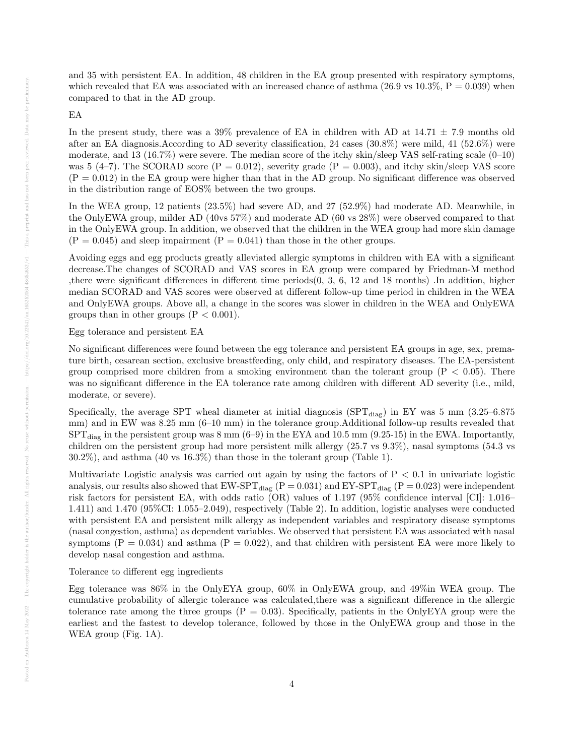and 35 with persistent EA. In addition, 48 children in the EA group presented with respiratory symptoms, which revealed that EA was associated with an increased chance of asthma (26.9 vs 10.3%, P = 0.039) when compared to that in the AD group.

EA

In the present study, there was a 39% prevalence of EA in children with AD at 14.71 ± 7.9 months old after an EA diagnosis.According to AD severity classification, 24 cases (30.8%) were mild, 41 (52.6%) were moderate, and 13 (16.7%) were severe. The median score of the itchy skin/sleep VAS self-rating scale (0–10) was 5 (4–7). The SCORAD score (P = 0.012), severity grade (P = 0.003), and itchy skin/sleep VAS score (P = 0.012) in the EA group were higher than that in the AD group. No significant difference was observed in the distribution range of EOS% between the two groups.

In the WEA group, 12 patients (23.5%) had severe AD, and 27 (52.9%) had moderate AD. Meanwhile, in the OnlyEWA group, milder AD (40vs 57%) and moderate AD (60 vs 28%) were observed compared to that in the OnlyEWA group. In addition, we observed that the children in the WEA group had more skin damage (P = 0.045) and sleep impairment (P = 0.041) than those in the other groups.

Avoiding eggs and egg products greatly alleviated allergic symptoms in children with EA with a significant decrease.The changes of SCORAD and VAS scores in EA group were compared by Friedman-M method ,there were significant differences in different time periods(0, 3, 6, 12 and 18 months) .In addition, higher median SCORAD and VAS scores were observed at different follow-up time period in children in the WEA and OnlyEWA groups. Above all, a change in the scores was slower in children in the WEA and OnlyEWA groups than in other groups (P < 0.001).

Egg tolerance and persistent EA

No significant differences were found between the egg tolerance and persistent EA groups in age, sex, premature birth, cesarean section, exclusive breastfeeding, only child, and respiratory diseases. The EA-persistent group comprised more children from a smoking environment than the tolerant group (P < 0.05). There was no significant difference in the EA tolerance rate among children with different AD severity (i.e., mild, moderate, or severe).

Specifically, the average SPT wheal diameter at initial diagnosis ($SPT_{diag}$) in EY was 5 mm (3.25–6.875 mm) and in EW was 8.25 mm (6–10 mm) in the tolerance group.Additional follow-up results revealed that $SPT_{diag}$ in the persistent group was 8 mm (6–9) in the EYA and 10.5 mm (9.25-15) in the EWA. Importantly, children om the persistent group had more persistent milk allergy (25.7 vs 9.3%), nasal symptoms (54.3 vs 30.2%), and asthma (40 vs 16.3%) than those in the tolerant group (Table 1).

Multivariate Logistic analysis was carried out again by using the factors of P < 0.1 in univariate logistic analysis, our results also showed that EW-$SPT_{diag}$ (P = 0.031) and EY-$SPT_{diag}$ (P = 0.023) were independent risk factors for persistent EA, with odds ratio (OR) values of 1.197 (95% confidence interval [CI]: 1.016–1.411) and 1.470 (95%CI: 1.055–2.049), respectively (Table 2). In addition, logistic analyses were conducted with persistent EA and persistent milk allergy as independent variables and respiratory disease symptoms (nasal congestion, asthma) as dependent variables. We observed that persistent EA was associated with nasal symptoms (P = 0.034) and asthma (P = 0.022), and that children with persistent EA were more likely to develop nasal congestion and asthma.

Tolerance to different egg ingredients

Egg tolerance was 86% in the OnlyEYA group, 60% in OnlyEWA group, and 49%in WEA group. The cumulative probability of allergic tolerance was calculated,there was a significant difference in the allergic tolerance rate among the three groups (P = 0.03). Specifically, patients in the OnlyEYA group were the earliest and the fastest to develop tolerance, followed by those in the OnlyEWA group and those in the WEA group (Fig. 1A).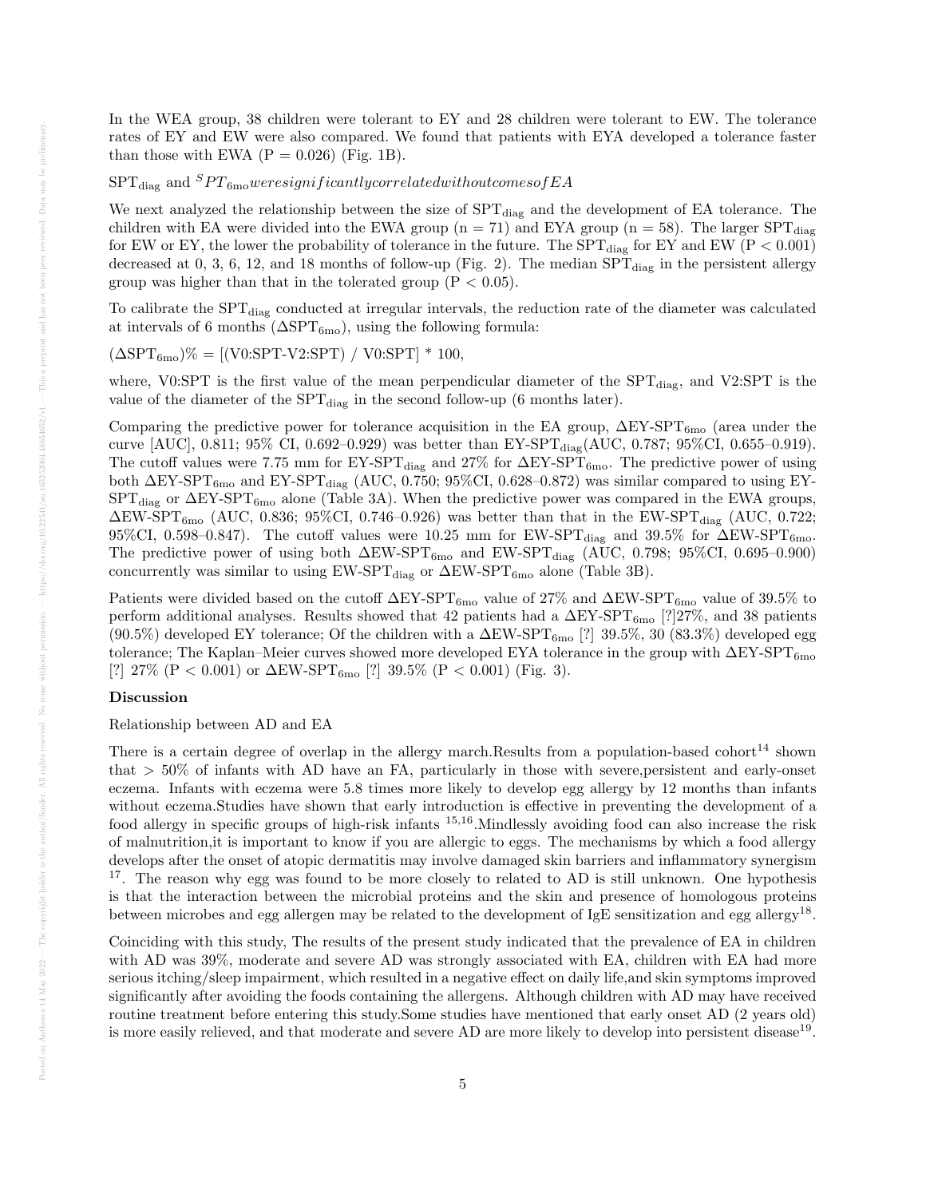In the WEA group, 38 children were tolerant to EY and 28 children were tolerant to EW. The tolerance rates of EY and EW were also compared. We found that patients with EYA developed a tolerance faster than those with EWA (P = 0.026) (Fig. 1B).

$SPT_{diag}$ and $^{S}PT_{6mo} were significantly correlated with outcomes of EA$

We next analyzed the relationship between the size of $SPT_{diag}$ and the development of EA tolerance. The children with EA were divided into the EWA group (n = 71) and EYA group (n = 58). The larger $SPT_{diag}$ for EW or EY, the lower the probability of tolerance in the future. The $SPT_{diag}$ for EY and EW ($P < 0.001$) decreased at 0, 3, 6, 12, and 18 months of follow-up (Fig. 2). The median $SPT_{diag}$ in the persistent allergy group was higher than that in the tolerated group ($P < 0.05$).

To calibrate the $SPT_{diag}$ conducted at irregular intervals, the reduction rate of the diameter was calculated at intervals of 6 months ($\Delta SPT_{6mo}$), using the following formula:

($\Delta SPT_{6mo}$)% = [(V0:SPT-V2:SPT) / V0:SPT] * 100,

where, V0:SPT is the first value of the mean perpendicular diameter of the $SPT_{diag}$, and V2:SPT is the value of the diameter of the $SPT_{diag}$ in the second follow-up (6 months later).

Comparing the predictive power for tolerance acquisition in the EA group, $\Delta$EY-$SPT_{6mo}$ (area under the curve [AUC], 0.811; 95% CI, 0.692–0.929) was better than EY-$SPT_{diag}$(AUC, 0.787; 95%CI, 0.655–0.919). The cutoff values were 7.75 mm for EY-$SPT_{diag}$ and 27% for $\Delta$EY-$SPT_{6mo}$. The predictive power of using both $\Delta$EY-$SPT_{6mo}$ and EY-$SPT_{diag}$ (AUC, 0.750; 95%CI, 0.628–0.872) was similar compared to using EY-$SPT_{diag}$ or $\Delta$EY-$SPT_{6mo}$ alone (Table 3A). When the predictive power was compared in the EWA groups, $\Delta$EW-$SPT_{6mo}$ (AUC, 0.836; 95%CI, 0.746–0.926) was better than that in the EW-$SPT_{diag}$ (AUC, 0.722; 95%CI, 0.598–0.847). The cutoff values were 10.25 mm for EW-$SPT_{diag}$ and 39.5% for $\Delta$EW-$SPT_{6mo}$. The predictive power of using both $\Delta$EW-$SPT_{6mo}$ and EW-$SPT_{diag}$ (AUC, 0.798; 95%CI, 0.695–0.900) concurrently was similar to using EW-$SPT_{diag}$ or $\Delta$EW-$SPT_{6mo}$ alone (Table 3B).

Patients were divided based on the cutoff $\Delta$EY-$SPT_{6mo}$ value of 27% and $\Delta$EW-$SPT_{6mo}$ value of 39.5% to perform additional analyses. Results showed that 42 patients had a $\Delta$EY-$SPT_{6mo}$ [?]27%, and 38 patients (90.5%) developed EY tolerance; Of the children with a $\Delta$EW-$SPT_{6mo}$ [?] 39.5%, 30 (83.3%) developed egg tolerance; The Kaplan–Meier curves showed more developed EYA tolerance in the group with $\Delta$EY-$SPT_{6mo}$ [?] 27% ($P < 0.001$) or $\Delta$EW-$SPT_{6mo}$ [?] 39.5% ($P < 0.001$) (Fig. 3).

**Discussion**

Relationship between AD and EA

There is a certain degree of overlap in the allergy march.Results from a population-based cohort[14] shown that > 50% of infants with AD have an FA, particularly in those with severe,persistent and early-onset eczema. Infants with eczema were 5.8 times more likely to develop egg allergy by 12 months than infants without eczema.Studies have shown that early introduction is effective in preventing the development of a food allergy in specific groups of high-risk infants [15,16].Mindlessly avoiding food can also increase the risk of malnutrition,it is important to know if you are allergic to eggs. The mechanisms by which a food allergy develops after the onset of atopic dermatitis may involve damaged skin barriers and inflammatory synergism [17]. The reason why egg was found to be more closely to related to AD is still unknown. One hypothesis is that the interaction between the microbial proteins and the skin and presence of homologous proteins between microbes and egg allergen may be related to the development of IgE sensitization and egg allergy[18].

Coinciding with this study, The results of the present study indicated that the prevalence of EA in children with AD was 39%, moderate and severe AD was strongly associated with EA, children with EA had more serious itching/sleep impairment, which resulted in a negative effect on daily life,and skin symptoms improved significantly after avoiding the foods containing the allergens. Although children with AD may have received routine treatment before entering this study.Some studies have mentioned that early onset AD (2 years old) is more easily relieved, and that moderate and severe AD are more likely to develop into persistent disease[19].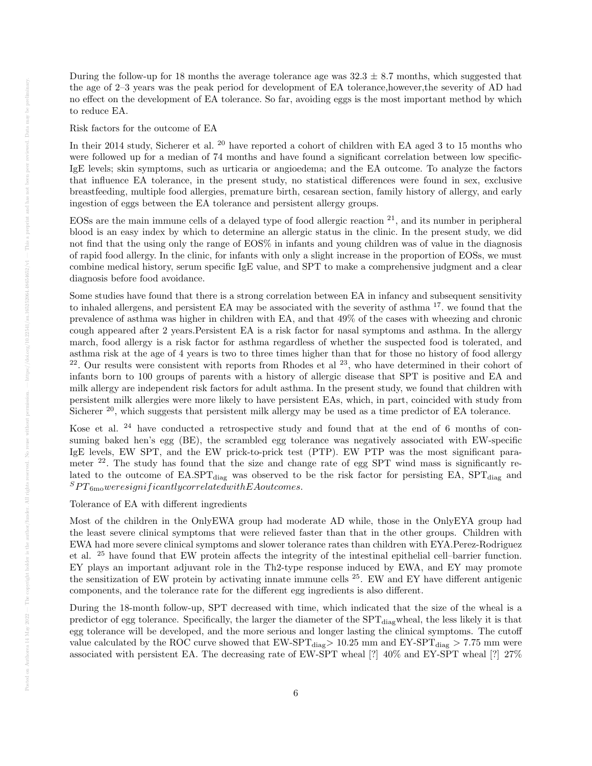During the follow-up for 18 months the average tolerance age was 32.3 ± 8.7 months, which suggested that the age of 2–3 years was the peak period for development of EA tolerance,however,the severity of AD had no effect on the development of EA tolerance. So far, avoiding eggs is the most important method by which to reduce EA.

Risk factors for the outcome of EA

In their 2014 study, Sicherer et al. [20] have reported a cohort of children with EA aged 3 to 15 months who were followed up for a median of 74 months and have found a significant correlation between low specific-IgE levels; skin symptoms, such as urticaria or angioedema; and the EA outcome. To analyze the factors that influence EA tolerance, in the present study, no statistical differences were found in sex, exclusive breastfeeding, multiple food allergies, premature birth, cesarean section, family history of allergy, and early ingestion of eggs between the EA tolerance and persistent allergy groups.

EOSs are the main immune cells of a delayed type of food allergic reaction [21], and its number in peripheral blood is an easy index by which to determine an allergic status in the clinic. In the present study, we did not find that the using only the range of EOS% in infants and young children was of value in the diagnosis of rapid food allergy. In the clinic, for infants with only a slight increase in the proportion of EOSs, we must combine medical history, serum specific IgE value, and SPT to make a comprehensive judgment and a clear diagnosis before food avoidance.

Some studies have found that there is a strong correlation between EA in infancy and subsequent sensitivity to inhaled allergens, and persistent EA may be associated with the severity of asthma [17]. we found that the prevalence of asthma was higher in children with EA, and that 49% of the cases with wheezing and chronic cough appeared after 2 years.Persistent EA is a risk factor for nasal symptoms and asthma. In the allergy march, food allergy is a risk factor for asthma regardless of whether the suspected food is tolerated, and asthma risk at the age of 4 years is two to three times higher than that for those no history of food allergy [22]. Our results were consistent with reports from Rhodes et al [23], who have determined in their cohort of infants born to 100 groups of parents with a history of allergic disease that SPT is positive and EA and milk allergy are independent risk factors for adult asthma. In the present study, we found that children with persistent milk allergies were more likely to have persistent EAs, which, in part, coincided with study from Sicherer [20], which suggests that persistent milk allergy may be used as a time predictor of EA tolerance.

Kose et al. [24] have conducted a retrospective study and found that at the end of 6 months of consuming baked hen's egg (BE), the scrambled egg tolerance was negatively associated with EW-specific IgE levels, EW SPT, and the EW prick-to-prick test (PTP). EW PTP was the most significant parameter [22]. The study has found that the size and change rate of egg SPT wind mass is significantly related to the outcome of EA.$SPT_{diag}$ was observed to be the risk factor for persisting EA, $SPT_{diag}$ and $^{S}PT_{6mo} were significantly correlated with EA outcomes.$

Tolerance of EA with different ingredients

Most of the children in the OnlyEWA group had moderate AD while, those in the OnlyEYA group had the least severe clinical symptoms that were relieved faster than that in the other groups. Children with EWA had more severe clinical symptoms and slower tolerance rates than children with EYA.Perez-Rodriguez et al. [25] have found that EW protein affects the integrity of the intestinal epithelial cell–barrier function. EY plays an important adjuvant role in the Th2-type response induced by EWA, and EY may promote the sensitization of EW protein by activating innate immune cells [25]. EW and EY have different antigenic components, and the tolerance rate for the different egg ingredients is also different.

During the 18-month follow-up, SPT decreased with time, which indicated that the size of the wheal is a predictor of egg tolerance. Specifically, the larger the diameter of the $SPT_{diag}$wheal, the less likely it is that egg tolerance will be developed, and the more serious and longer lasting the clinical symptoms. The cutoff value calculated by the ROC curve showed that EW-$SPT_{diag}$> 10.25 mm and EY-$SPT_{diag}$ > 7.75 mm were associated with persistent EA. The decreasing rate of EW-SPT wheal [?] 40% and EY-SPT wheal [?] 27%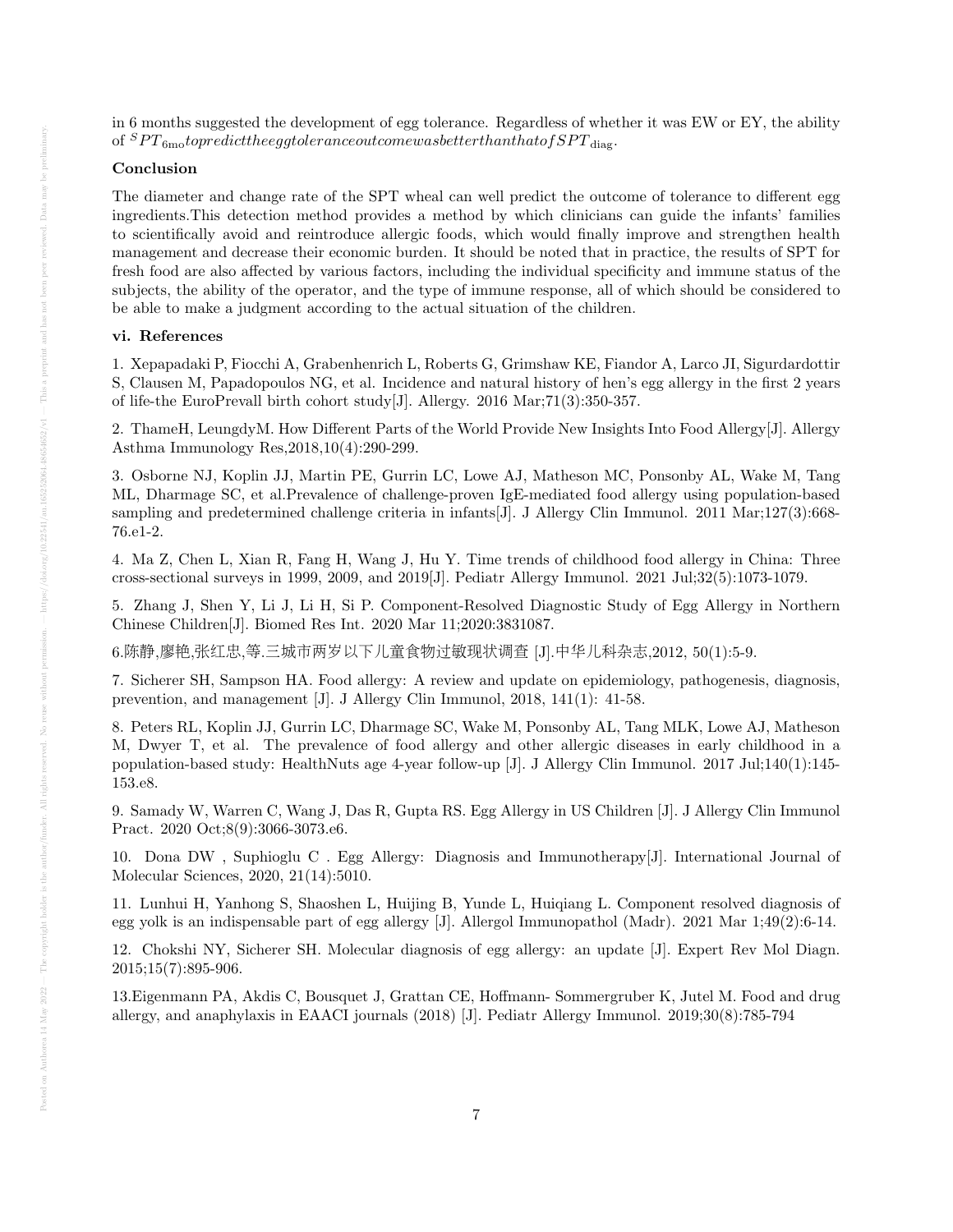in 6 months suggested the development of egg tolerance. Regardless of whether it was EW or EY, the ability of $^{S}PT_{6mo} to predict the egg tolerance outcome was better than that of SPT_{diag}$.

**Conclusion**

The diameter and change rate of the SPT wheal can well predict the outcome of tolerance to different egg ingredients.This detection method provides a method by which clinicians can guide the infants' families to scientifically avoid and reintroduce allergic foods, which would finally improve and strengthen health management and decrease their economic burden. It should be noted that in practice, the results of SPT for fresh food are also affected by various factors, including the individual specificity and immune status of the subjects, the ability of the operator, and the type of immune response, all of which should be considered to be able to make a judgment according to the actual situation of the children.

**vi. References**

1. Xepapadaki P, Fiocchi A, Grabenhenrich L, Roberts G, Grimshaw KE, Fiandor A, Larco JI, Sigurdardottir S, Clausen M, Papadopoulos NG, et al. Incidence and natural history of hen's egg allergy in the first 2 years of life-the EuroPrevall birth cohort study[J]. Allergy. 2016 Mar;71(3):350-357.

2. ThameH, LeungdyM. How Different Parts of the World Provide New Insights Into Food Allergy[J]. Allergy Asthma Immunology Res,2018,10(4):290-299.

3. Osborne NJ, Koplin JJ, Martin PE, Gurrin LC, Lowe AJ, Matheson MC, Ponsonby AL, Wake M, Tang ML, Dharmage SC, et al.Prevalence of challenge-proven IgE-mediated food allergy using population-based sampling and predetermined challenge criteria in infants[J]. J Allergy Clin Immunol. 2011 Mar;127(3):668-76.e1-2.

4. Ma Z, Chen L, Xian R, Fang H, Wang J, Hu Y. Time trends of childhood food allergy in China: Three cross-sectional surveys in 1999, 2009, and 2019[J]. Pediatr Allergy Immunol. 2021 Jul;32(5):1073-1079.

5. Zhang J, Shen Y, Li J, Li H, Si P. Component-Resolved Diagnostic Study of Egg Allergy in Northern Chinese Children[J]. Biomed Res Int. 2020 Mar 11;2020:3831087.

6.陈静,廖艳,张红忠,等.三城市两岁以下儿童食物过敏现状调查 [J].中华儿科杂志,2012, 50(1):5-9.

7. Sicherer SH, Sampson HA. Food allergy: A review and update on epidemiology, pathogenesis, diagnosis, prevention, and management [J]. J Allergy Clin Immunol, 2018, 141(1): 41-58.

8. Peters RL, Koplin JJ, Gurrin LC, Dharmage SC, Wake M, Ponsonby AL, Tang MLK, Lowe AJ, Matheson M, Dwyer T, et al. The prevalence of food allergy and other allergic diseases in early childhood in a population-based study: HealthNuts age 4-year follow-up [J]. J Allergy Clin Immunol. 2017 Jul;140(1):145-153.e8.

9. Samady W, Warren C, Wang J, Das R, Gupta RS. Egg Allergy in US Children [J]. J Allergy Clin Immunol Pract. 2020 Oct;8(9):3066-3073.e6.

10. Dona DW , Suphioglu C . Egg Allergy: Diagnosis and Immunotherapy[J]. International Journal of Molecular Sciences, 2020, 21(14):5010.

11. Lunhui H, Yanhong S, Shaoshen L, Huijing B, Yunde L, Huiqiang L. Component resolved diagnosis of egg yolk is an indispensable part of egg allergy [J]. Allergol Immunopathol (Madr). 2021 Mar 1;49(2):6-14.

12. Chokshi NY, Sicherer SH. Molecular diagnosis of egg allergy: an update [J]. Expert Rev Mol Diagn. 2015;15(7):895-906.

13.Eigenmann PA, Akdis C, Bousquet J, Grattan CE, Hoffmann- Sommergruber K, Jutel M. Food and drug allergy, and anaphylaxis in EAACI journals (2018) [J]. Pediatr Allergy Immunol. 2019;30(8):785-794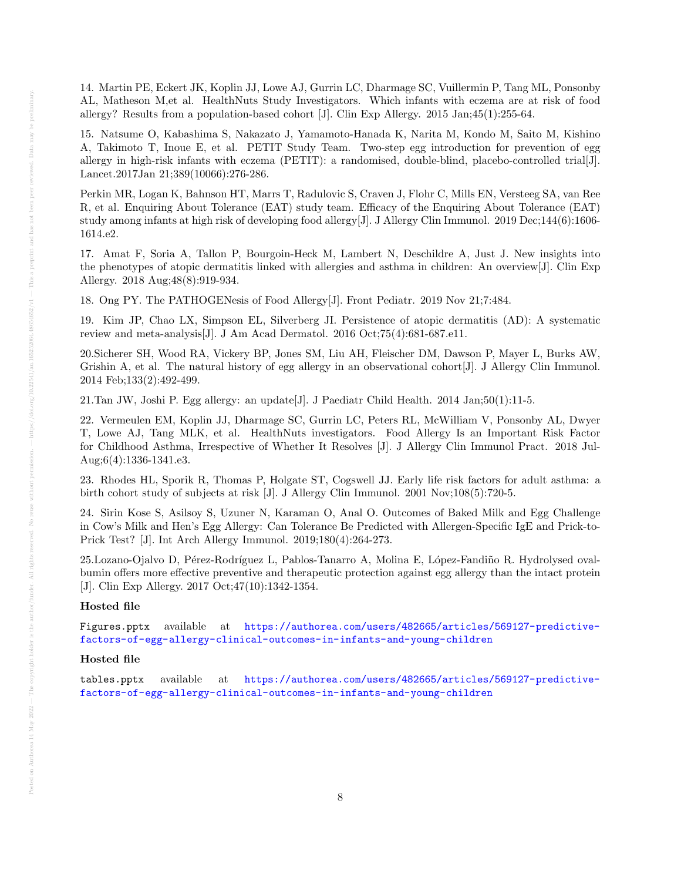14. Martin PE, Eckert JK, Koplin JJ, Lowe AJ, Gurrin LC, Dharmage SC, Vuillermin P, Tang ML, Ponsonby AL, Matheson M,et al. HealthNuts Study Investigators. Which infants with eczema are at risk of food allergy? Results from a population-based cohort [J]. Clin Exp Allergy. 2015 Jan;45(1):255-64.

15. Natsume O, Kabashima S, Nakazato J, Yamamoto-Hanada K, Narita M, Kondo M, Saito M, Kishino A, Takimoto T, Inoue E, et al. PETIT Study Team. Two-step egg introduction for prevention of egg allergy in high-risk infants with eczema (PETIT): a randomised, double-blind, placebo-controlled trial[J]. Lancet.2017Jan 21;389(10066):276-286.

Perkin MR, Logan K, Bahnson HT, Marrs T, Radulovic S, Craven J, Flohr C, Mills EN, Versteeg SA, van Ree R, et al. Enquiring About Tolerance (EAT) study team. Efficacy of the Enquiring About Tolerance (EAT) study among infants at high risk of developing food allergy[J]. J Allergy Clin Immunol. 2019 Dec;144(6):1606-1614.e2.

17. Amat F, Soria A, Tallon P, Bourgoin-Heck M, Lambert N, Deschildre A, Just J. New insights into the phenotypes of atopic dermatitis linked with allergies and asthma in children: An overview[J]. Clin Exp Allergy. 2018 Aug;48(8):919-934.

18. Ong PY. The PATHOGENesis of Food Allergy[J]. Front Pediatr. 2019 Nov 21;7:484.

19. Kim JP, Chao LX, Simpson EL, Silverberg JI. Persistence of atopic dermatitis (AD): A systematic review and meta-analysis[J]. J Am Acad Dermatol. 2016 Oct;75(4):681-687.e11.

20.Sicherer SH, Wood RA, Vickery BP, Jones SM, Liu AH, Fleischer DM, Dawson P, Mayer L, Burks AW, Grishin A, et al. The natural history of egg allergy in an observational cohort[J]. J Allergy Clin Immunol. 2014 Feb;133(2):492-499.

21.Tan JW, Joshi P. Egg allergy: an update[J]. J Paediatr Child Health. 2014 Jan;50(1):11-5.

22. Vermeulen EM, Koplin JJ, Dharmage SC, Gurrin LC, Peters RL, McWilliam V, Ponsonby AL, Dwyer T, Lowe AJ, Tang MLK, et al. HealthNuts investigators. Food Allergy Is an Important Risk Factor for Childhood Asthma, Irrespective of Whether It Resolves [J]. J Allergy Clin Immunol Pract. 2018 Jul-Aug;6(4):1336-1341.e3.

23. Rhodes HL, Sporik R, Thomas P, Holgate ST, Cogswell JJ. Early life risk factors for adult asthma: a birth cohort study of subjects at risk [J]. J Allergy Clin Immunol. 2001 Nov;108(5):720-5.

24. Sirin Kose S, Asilsoy S, Uzuner N, Karaman O, Anal O. Outcomes of Baked Milk and Egg Challenge in Cow's Milk and Hen's Egg Allergy: Can Tolerance Be Predicted with Allergen-Specific IgE and Prick-to-Prick Test? [J]. Int Arch Allergy Immunol. 2019;180(4):264-273.

25.Lozano-Ojalvo D, Pérez-Rodríguez L, Pablos-Tanarro A, Molina E, López-Fandiño R. Hydrolysed ovalbumin offers more effective preventive and therapeutic protection against egg allergy than the intact protein [J]. Clin Exp Allergy. 2017 Oct;47(10):1342-1354.

**Hosted file**

Figures.pptx available at https://authorea.com/users/482665/articles/569127-predictive-factors-of-egg-allergy-clinical-outcomes-in-infants-and-young-children

**Hosted file**

tables.pptx available at https://authorea.com/users/482665/articles/569127-predictive-factors-of-egg-allergy-clinical-outcomes-in-infants-and-young-children